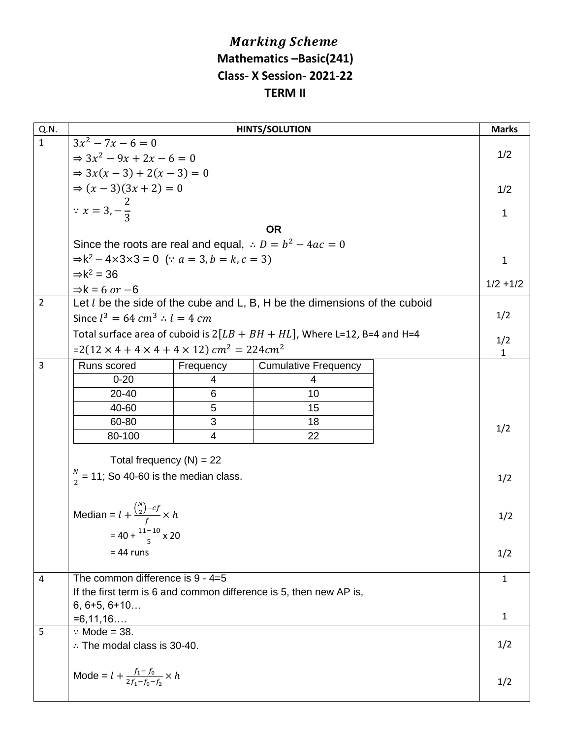# *Marking Scheme*

## Mathematics –Basic(241)

## Class- X Session- 2021-22

## TERM II

| Q.N. | HINTS/SOLUTION | Marks |
|---|---|---|
| 1 | $3x^2 - 7x - 6 = 0$ <br> $\Rightarrow 3x^2 - 9x + 2x - 6 = 0$ <br> $\Rightarrow 3x(x-3) + 2(x-3) = 0$ <br> $\Rightarrow (x-3)(3x+2) = 0$ <br> $\because x = 3, -\frac{2}{3}$ <br> **OR** <br> Since the roots are real and equal, $\therefore D = b^2 - 4ac = 0$ <br> $\Rightarrow k^2 - 4\times3\times3 = 0$ $(\because a = 3, b = k, c = 3)$ <br> $\Rightarrow k^2 = 36$ <br> $\Rightarrow k = 6$ or $-6$ | 1/2 <br><br> 1/2 <br> 1 <br><br><br> 1 <br><br> 1/2 +1/2 |
| 2 | Let $l$ be the side of the cube and L, B, H be the dimensions of the cuboid <br> Since $l^3 = 64\ cm^3 \therefore l = 4\ cm$ <br> Total surface area of cuboid is $2[LB + BH + HL]$, Where L=12, B=4 and H=4 <br> $=2(12 \times 4 + 4 \times 4 + 4 \times 12)\ cm^2 = 224cm^2$ | <br> 1/2 <br> 1/2 <br> 1 |
| 3 | Runs scored / Frequency / Cumulative Frequency: 0-20 / 4 / 4; 20-40 / 6 / 10; 40-60 / 5 / 15; 60-80 / 3 / 18; 80-100 / 4 / 22 <br><br> Total frequency (N) = 22 <br> $\frac{N}{2}$ = 11; So 40-60 is the median class. <br><br> Median = $l + \frac{\left(\frac{N}{2}\right) - cf}{f} \times h$ <br> $= 40 + \frac{11-10}{5} \times 20$ <br> = 44 runs | 1/2 <br><br> 1/2 <br><br> 1/2 <br><br> 1/2 |
| 4 | The common difference is 9 - 4=5 <br> If the first term is 6 and common difference is 5, then new AP is, <br> 6, 6+5, 6+10… <br> =6,11,16…. | 1 <br><br><br> 1 |
| 5 | $\because$ Mode = 38. <br> $\therefore$ The modal class is 30-40. <br><br> Mode = $l + \frac{f_1 - f_0}{2f_1 - f_0 - f_2} \times h$ | <br> 1/2 <br><br> 1/2 |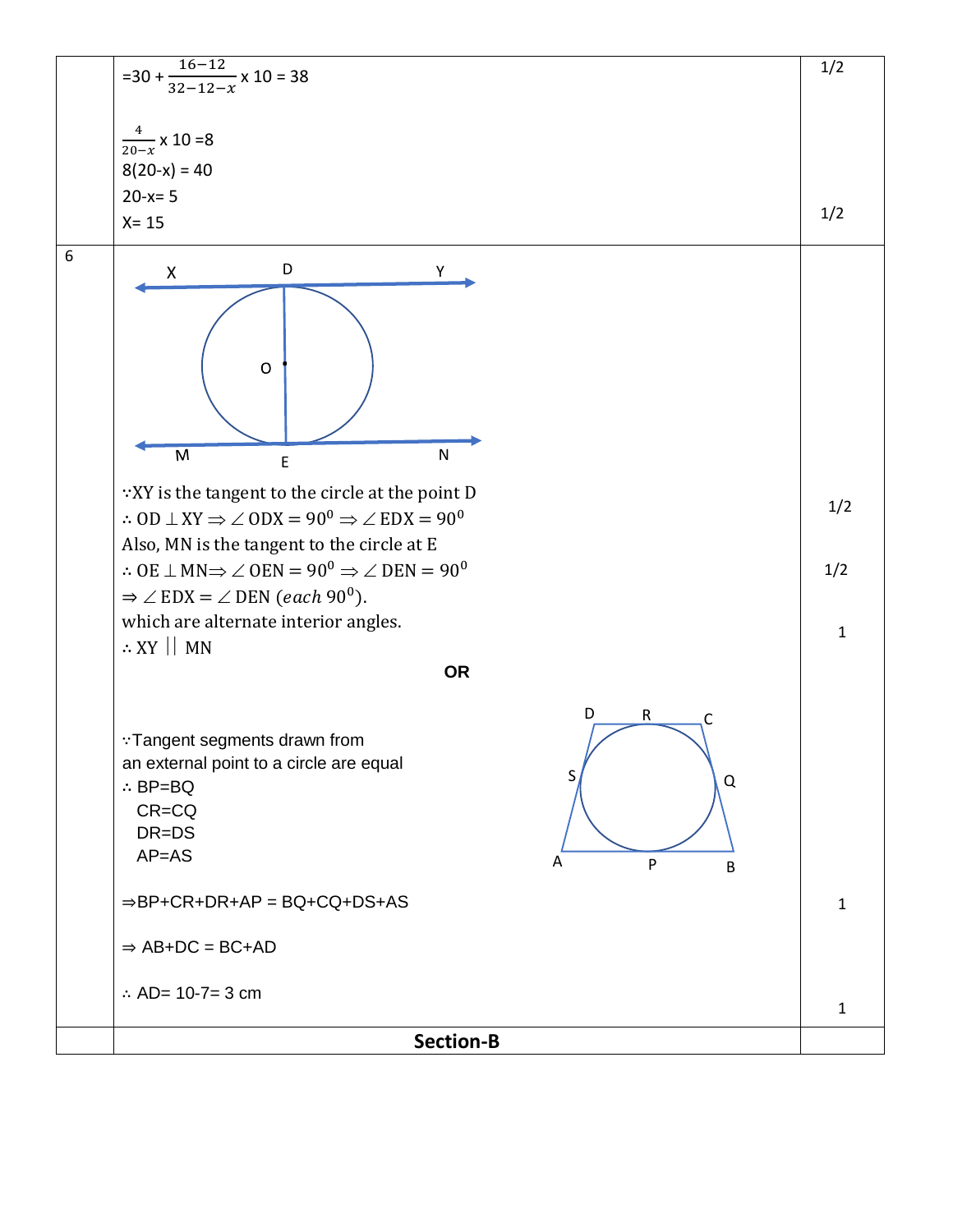| | | |
|---|---|---|
| | $=30 + \frac{16-12}{32-12-x} \times 10 = 38$<br><br>$\frac{4}{20-x} \times 10 = 8$<br>8(20-x) = 40<br>20-x= 5<br>X= 15 | 1/2<br><br><br>1/2 |
| 6 | ∵XY is the tangent to the circle at the point D<br>∴ OD ⊥ XY ⇒ $\angle ODX = 90^0$ ⇒ $\angle EDX = 90^0$<br>Also, MN is the tangent to the circle at E<br>∴ OE ⊥ MN⇒ $\angle OEN = 90^0$ ⇒ $\angle DEN = 90^0$<br>⇒ $\angle EDX = \angle DEN$ (*each* $90^0$).<br>which are alternate interior angles.<br>∴ XY ∥ MN<br><br>**OR**<br><br>∵Tangent segments drawn from an external point to a circle are equal<br>∴ BP=BQ<br>CR=CQ<br>DR=DS<br>AP=AS<br><br>⇒BP+CR+DR+AP = BQ+CQ+DS+AS<br><br>⇒ AB+DC = BC+AD<br><br>∴ AD= 10-7= 3 cm | 1/2<br><br>1/2<br><br>1<br><br><br><br><br><br><br><br><br>1<br><br><br>1 |
| | **Section-B** | |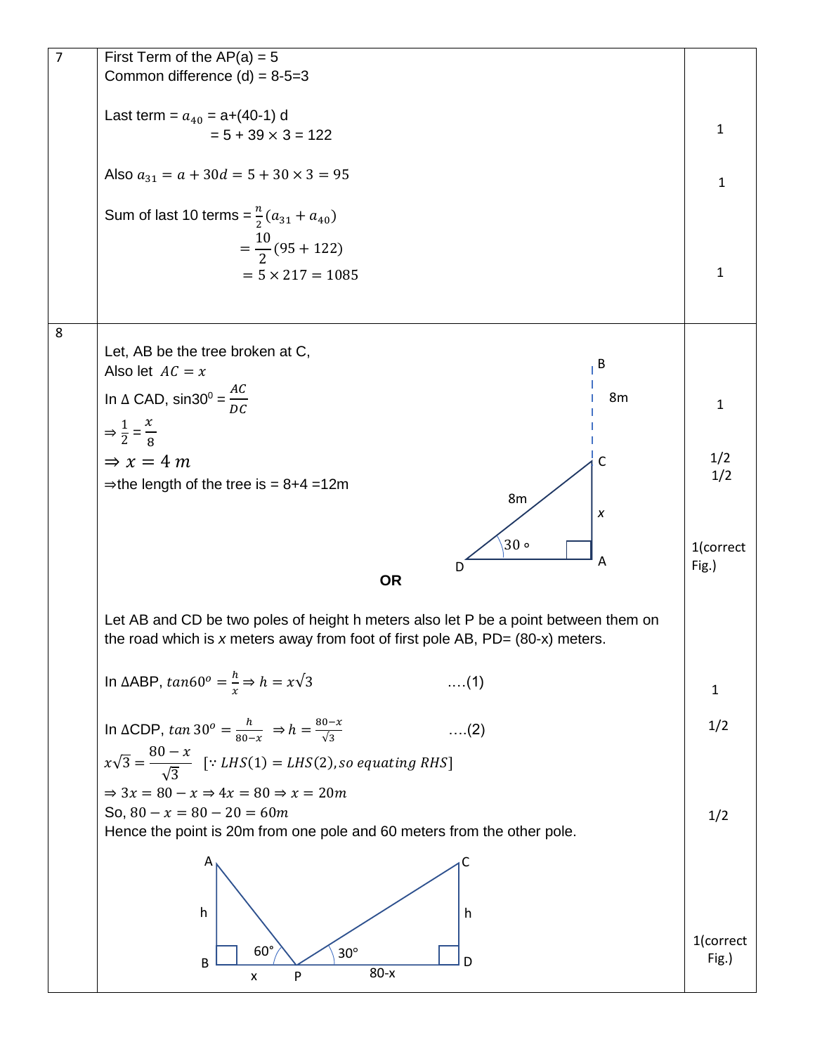| Q | Solution | Marks |
|---|---|---|
| 7 | First Term of the AP(a) = 5<br>Common difference (d) = 8-5=3<br><br>Last term = $a_{40}$ = a+(40-1) d<br>= 5 + 39 × 3 = 122<br><br>Also $a_{31} = a + 30d = 5 + 30 \times 3 = 95$<br><br>Sum of last 10 terms = $\frac{n}{2}(a_{31} + a_{40})$<br>$= \frac{10}{2}(95 + 122)$<br>$= 5 \times 217 = 1085$ | 1<br><br>1<br><br>1 |
| 8 | Let, AB be the tree broken at C,<br>Also let $AC = x$<br>In Δ CAD, $\sin 30^0 = \frac{AC}{DC}$<br>$\Rightarrow \frac{1}{2} = \frac{x}{8}$<br>$\Rightarrow x = 4\ m$<br>⇒the length of the tree is = 8+4 =12m<br><br>(Figure: B, 8m, C, 8m, x, 30°, D, A)<br><br>**OR**<br><br>Let AB and CD be two poles of height h meters also let P be a point between them on the road which is $x$ meters away from foot of first pole AB, PD= (80-x) meters.<br><br>In ΔABP, $\tan 60^o = \frac{h}{x} \Rightarrow h = x\sqrt{3}$ ....(1)<br><br>In ΔCDP, $\tan 30^o = \frac{h}{80-x} \Rightarrow h = \frac{80-x}{\sqrt{3}}$ ....(2)<br>$x\sqrt{3} = \frac{80-x}{\sqrt{3}}$ [$\because LHS(1) = LHS(2), so\ equating\ RHS$]<br>$\Rightarrow 3x = 80 - x \Rightarrow 4x = 80 \Rightarrow x = 20m$<br>So, $80 - x = 80 - 20 = 60m$<br>Hence the point is 20m from one pole and 60 meters from the other pole.<br><br>(Figure: A, h, B, 60°, x, P, 30°, 80-x, C, h, D) | 1<br><br>1/2<br>1/2<br><br>1(correct Fig.)<br><br>1<br><br>1/2<br><br>1/2<br><br>1(correct Fig.) |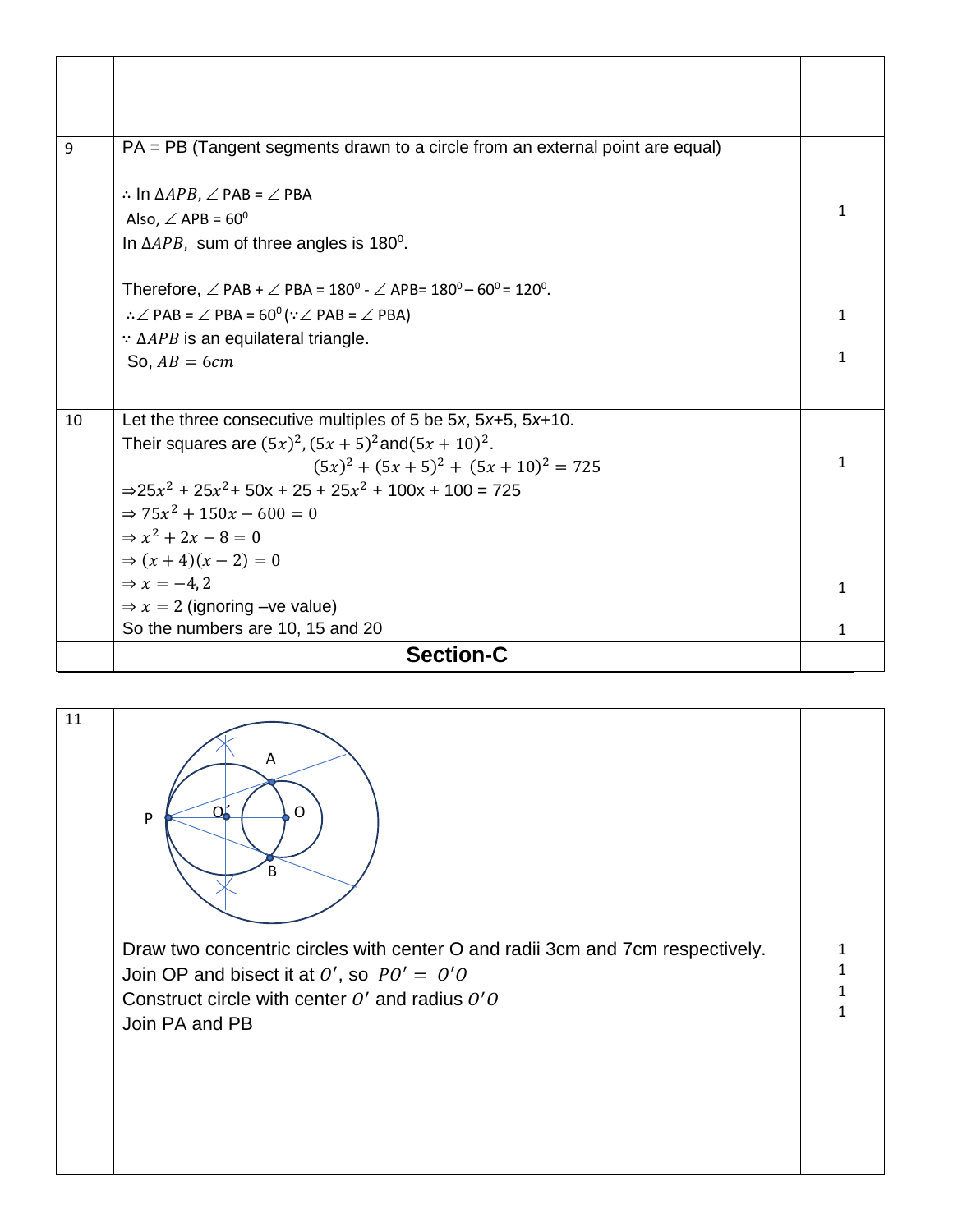| | | |
|---|---|---|
| | | |
| 9 | PA = PB (Tangent segments drawn to a circle from an external point are equal)<br><br>∴ In $\Delta APB$, ∠ PAB = ∠ PBA<br>Also, ∠ APB = $60^0$<br>In $\Delta APB$, sum of three angles is $180^0$.<br><br>Therefore, ∠ PAB + ∠ PBA = $180^0$ - ∠ APB= $180^0 - 60^0 = 120^0$.<br>∴∠ PAB = ∠ PBA = $60^0$ (∵∠ PAB = ∠ PBA)<br>∵ $\Delta APB$ is an equilateral triangle.<br>So, $AB = 6cm$ | 1<br><br>1<br><br>1 |
| 10 | Let the three consecutive multiples of 5 be 5*x*, 5*x*+5, 5*x*+10.<br>Their squares are $(5x)^2, (5x+5)^2$ and $(5x+10)^2$.<br>$(5x)^2 + (5x+5)^2 + (5x+10)^2 = 725$<br>⇒$25x^2 + 25x^2 + 50x + 25 + 25x^2 + 100x + 100 = 725$<br>⇒ $75x^2 + 150x - 600 = 0$<br>⇒ $x^2 + 2x - 8 = 0$<br>⇒ $(x+4)(x-2) = 0$<br>⇒ $x = -4, 2$<br>⇒ $x = 2$ (ignoring –ve value)<br>So the numbers are 10, 15 and 20 | 1<br><br>1<br><br>1 |
| | **Section-C** | |

| | | |
|---|---|---|
| 11 | Draw two concentric circles with center O and radii 3cm and 7cm respectively.<br>Join OP and bisect it at $O'$, so $PO' = O'O$<br>Construct circle with center $O'$ and radius $O'O$<br>Join PA and PB | 1<br>1<br>1<br>1 |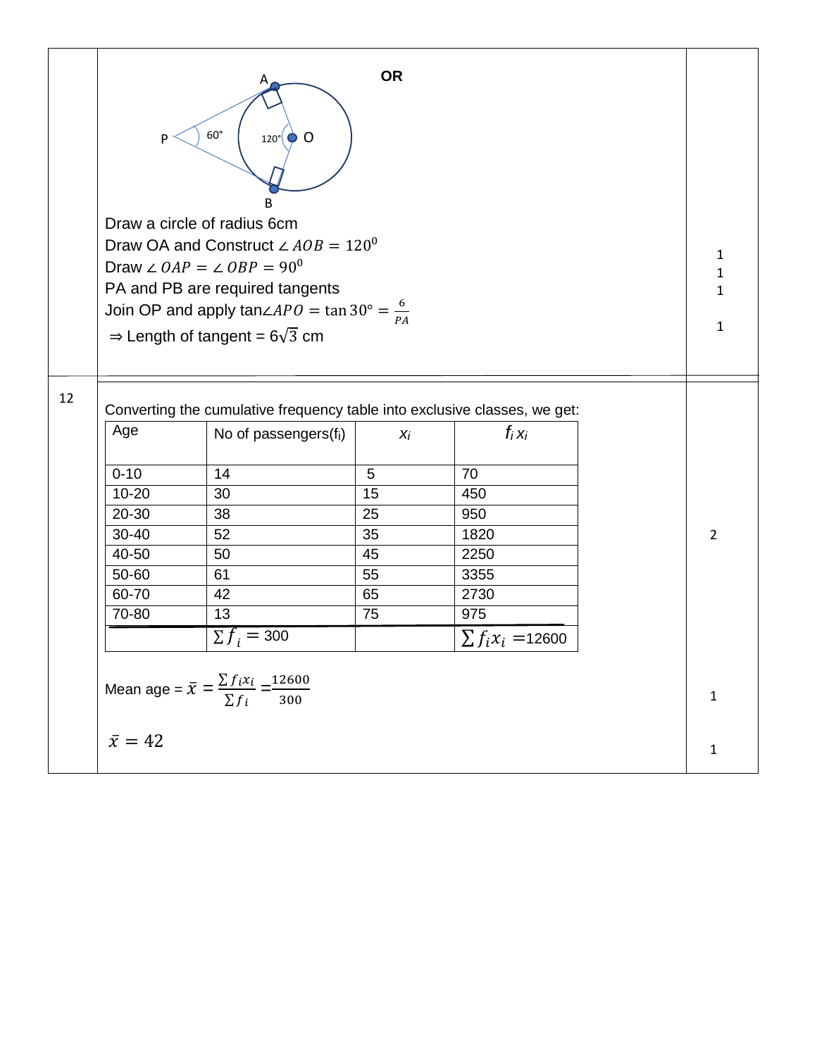**OR**

Draw a circle of radius 6cm

Draw OA and Construct $\angle AOB = 120^0$ — 1

Draw $\angle OAP = \angle OBP = 90^0$ — 1

PA and PB are required tangents — 1

Join OP and apply $\tan\angle APO = \tan 30° = \frac{6}{PA}$

$\Rightarrow$ Length of tangent = $6\sqrt{3}$ cm — 1

---

**12**

Converting the cumulative frequency table into exclusive classes, we get:

| Age | No of passengers($f_i$) | $x_i$ | $f_i x_i$ |
|---|---|---|---|
| 0-10 | 14 | 5 | 70 |
| 10-20 | 30 | 15 | 450 |
| 20-30 | 38 | 25 | 950 |
| 30-40 | 52 | 35 | 1820 |
| 40-50 | 50 | 45 | 2250 |
| 50-60 | 61 | 55 | 3355 |
| 60-70 | 42 | 65 | 2730 |
| 70-80 | 13 | 75 | 975 |
| | $\sum f_i = 300$ | | $\sum f_i x_i = 12600$ |

2

Mean age = $\bar{x} = \frac{\sum f_i x_i}{\sum f_i} = \frac{12600}{300}$ — 1

$\bar{x} = 42$ — 1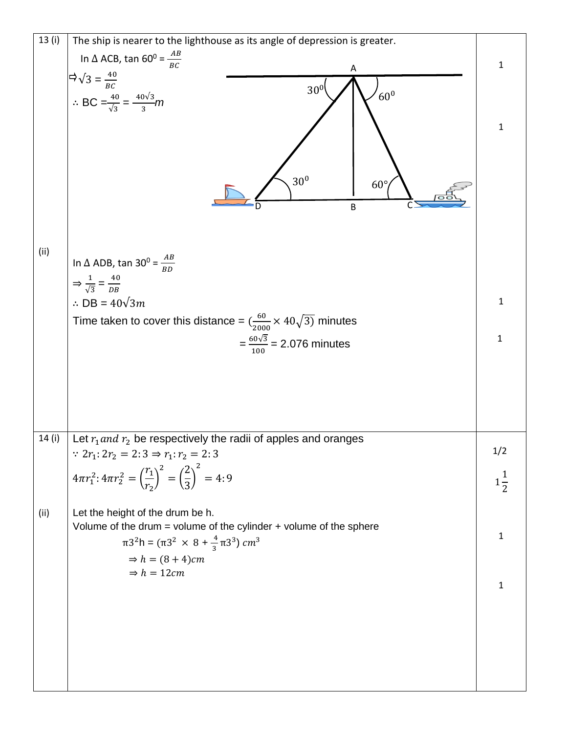| | | |
|---|---|---|
| 13 (i) | The ship is nearer to the lighthouse as its angle of depression is greater.<br>In Δ ACB, $\tan 60^0 = \frac{AB}{BC}$<br>$\Rightarrow \sqrt{3} = \frac{40}{BC}$<br>$\therefore BC = \frac{40}{\sqrt{3}} = \frac{40\sqrt{3}}{3} m$ | 1<br><br>1 |
| | A, $30^0$, $60^0$, $30^0$, $60°$, D, B, C | |
| (ii) | In Δ ADB, $\tan 30^0 = \frac{AB}{BD}$<br>$\Rightarrow \frac{1}{\sqrt{3}} = \frac{40}{DB}$<br>$\therefore DB = 40\sqrt{3} m$<br>Time taken to cover this distance = $(\frac{60}{2000} \times 40\sqrt{3})$ minutes<br>$= \frac{60\sqrt{3}}{100}$ = 2.076 minutes | 1<br><br>1 |
| 14 (i) | Let $r_1$ and $r_2$ be respectively the radii of apples and oranges<br>$\because 2r_1 : 2r_2 = 2:3 \Rightarrow r_1 : r_2 = 2:3$<br>$4\pi r_1^2 : 4\pi r_2^2 = \left(\frac{r_1}{r_2}\right)^2 = \left(\frac{2}{3}\right)^2 = 4:9$ | 1/2<br><br>$1\frac{1}{2}$ |
| (ii) | Let the height of the drum be h.<br>Volume of the drum = volume of the cylinder + volume of the sphere<br>$\pi 3^2 h = (\pi 3^2 \times 8 + \frac{4}{3}\pi 3^3)\ cm^3$<br>$\Rightarrow h = (8 + 4) cm$<br>$\Rightarrow h = 12 cm$ | 1<br><br>1 |